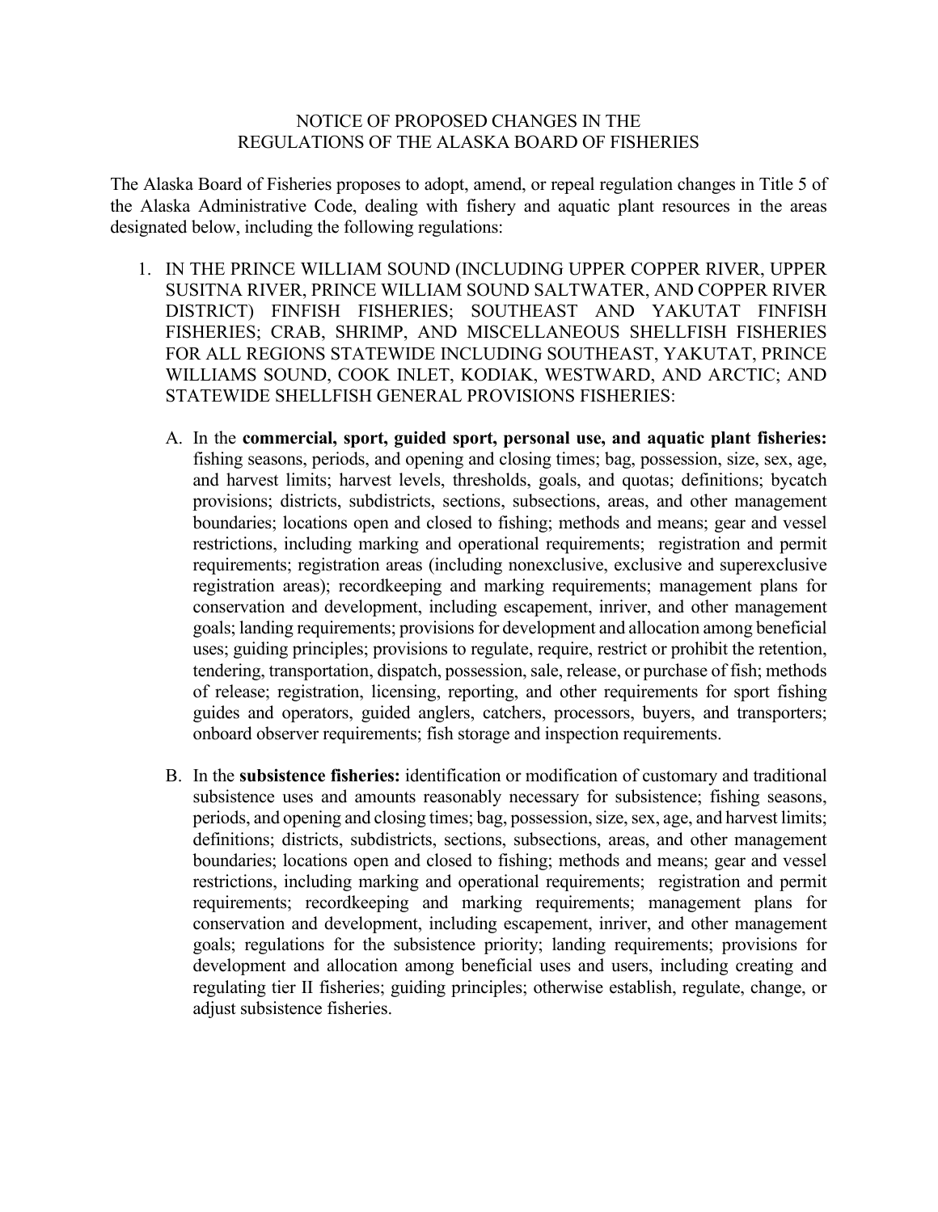# NOTICE OF PROPOSED CHANGES IN THE REGULATIONS OF THE ALASKA BOARD OF FISHERIES

The Alaska Board of Fisheries proposes to adopt, amend, or repeal regulation changes in Title 5 of the Alaska Administrative Code, dealing with fishery and aquatic plant resources in the areas designated below, including the following regulations:

1. IN THE PRINCE WILLIAM SOUND (INCLUDING UPPER COPPER RIVER, UPPER SUSITNA RIVER, PRINCE WILLIAM SOUND SALTWATER, AND COPPER RIVER DISTRICT) FINFISH FISHERIES; SOUTHEAST AND YAKUTAT FINFISH FISHERIES; CRAB, SHRIMP, AND MISCELLANEOUS SHELLFISH FISHERIES FOR ALL REGIONS STATEWIDE INCLUDING SOUTHEAST, YAKUTAT, PRINCE WILLIAMS SOUND, COOK INLET, KODIAK, WESTWARD, AND ARCTIC; AND STATEWIDE SHELLFISH GENERAL PROVISIONS FISHERIES:

   A. In the **commercial, sport, guided sport, personal use, and aquatic plant fisheries:** fishing seasons, periods, and opening and closing times; bag, possession, size, sex, age, and harvest limits; harvest levels, thresholds, goals, and quotas; definitions; bycatch provisions; districts, subdistricts, sections, subsections, areas, and other management boundaries; locations open and closed to fishing; methods and means; gear and vessel restrictions, including marking and operational requirements; registration and permit requirements; registration areas (including nonexclusive, exclusive and superexclusive registration areas); recordkeeping and marking requirements; management plans for conservation and development, including escapement, inriver, and other management goals; landing requirements; provisions for development and allocation among beneficial uses; guiding principles; provisions to regulate, require, restrict or prohibit the retention, tendering, transportation, dispatch, possession, sale, release, or purchase of fish; methods of release; registration, licensing, reporting, and other requirements for sport fishing guides and operators, guided anglers, catchers, processors, buyers, and transporters; onboard observer requirements; fish storage and inspection requirements.

   B. In the **subsistence fisheries:** identification or modification of customary and traditional subsistence uses and amounts reasonably necessary for subsistence; fishing seasons, periods, and opening and closing times; bag, possession, size, sex, age, and harvest limits; definitions; districts, subdistricts, sections, subsections, areas, and other management boundaries; locations open and closed to fishing; methods and means; gear and vessel restrictions, including marking and operational requirements; registration and permit requirements; recordkeeping and marking requirements; management plans for conservation and development, including escapement, inriver, and other management goals; regulations for the subsistence priority; landing requirements; provisions for development and allocation among beneficial uses and users, including creating and regulating tier II fisheries; guiding principles; otherwise establish, regulate, change, or adjust subsistence fisheries.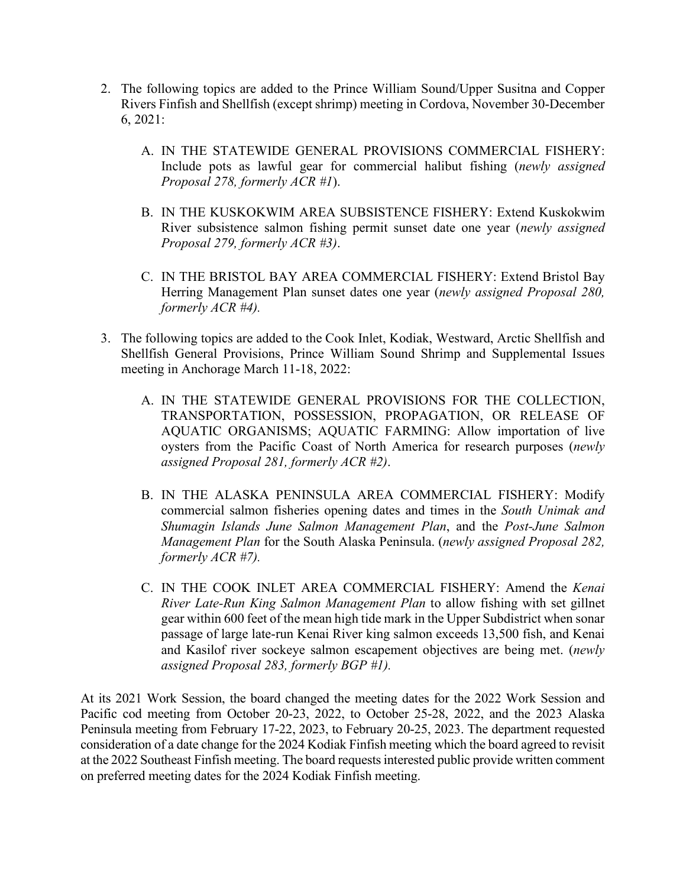2. The following topics are added to the Prince William Sound/Upper Susitna and Copper Rivers Finfish and Shellfish (except shrimp) meeting in Cordova, November 30-December 6, 2021:

   A. IN THE STATEWIDE GENERAL PROVISIONS COMMERCIAL FISHERY: Include pots as lawful gear for commercial halibut fishing (*newly assigned Proposal 278, formerly ACR #1*).

   B. IN THE KUSKOKWIM AREA SUBSISTENCE FISHERY: Extend Kuskokwim River subsistence salmon fishing permit sunset date one year (*newly assigned Proposal 279, formerly ACR #3)*.

   C. IN THE BRISTOL BAY AREA COMMERCIAL FISHERY: Extend Bristol Bay Herring Management Plan sunset dates one year (*newly assigned Proposal 280, formerly ACR #4).*

3. The following topics are added to the Cook Inlet, Kodiak, Westward, Arctic Shellfish and Shellfish General Provisions, Prince William Sound Shrimp and Supplemental Issues meeting in Anchorage March 11-18, 2022:

   A. IN THE STATEWIDE GENERAL PROVISIONS FOR THE COLLECTION, TRANSPORTATION, POSSESSION, PROPAGATION, OR RELEASE OF AQUATIC ORGANISMS; AQUATIC FARMING: Allow importation of live oysters from the Pacific Coast of North America for research purposes (*newly assigned Proposal 281, formerly ACR #2)*.

   B. IN THE ALASKA PENINSULA AREA COMMERCIAL FISHERY: Modify commercial salmon fisheries opening dates and times in the *South Unimak and Shumagin Islands June Salmon Management Plan*, and the *Post-June Salmon Management Plan* for the South Alaska Peninsula. (*newly assigned Proposal 282, formerly ACR #7).*

   C. IN THE COOK INLET AREA COMMERCIAL FISHERY: Amend the *Kenai River Late-Run King Salmon Management Plan* to allow fishing with set gillnet gear within 600 feet of the mean high tide mark in the Upper Subdistrict when sonar passage of large late-run Kenai River king salmon exceeds 13,500 fish, and Kenai and Kasilof river sockeye salmon escapement objectives are being met. (*newly assigned Proposal 283, formerly BGP #1).*

At its 2021 Work Session, the board changed the meeting dates for the 2022 Work Session and Pacific cod meeting from October 20-23, 2022, to October 25-28, 2022, and the 2023 Alaska Peninsula meeting from February 17-22, 2023, to February 20-25, 2023. The department requested consideration of a date change for the 2024 Kodiak Finfish meeting which the board agreed to revisit at the 2022 Southeast Finfish meeting. The board requests interested public provide written comment on preferred meeting dates for the 2024 Kodiak Finfish meeting.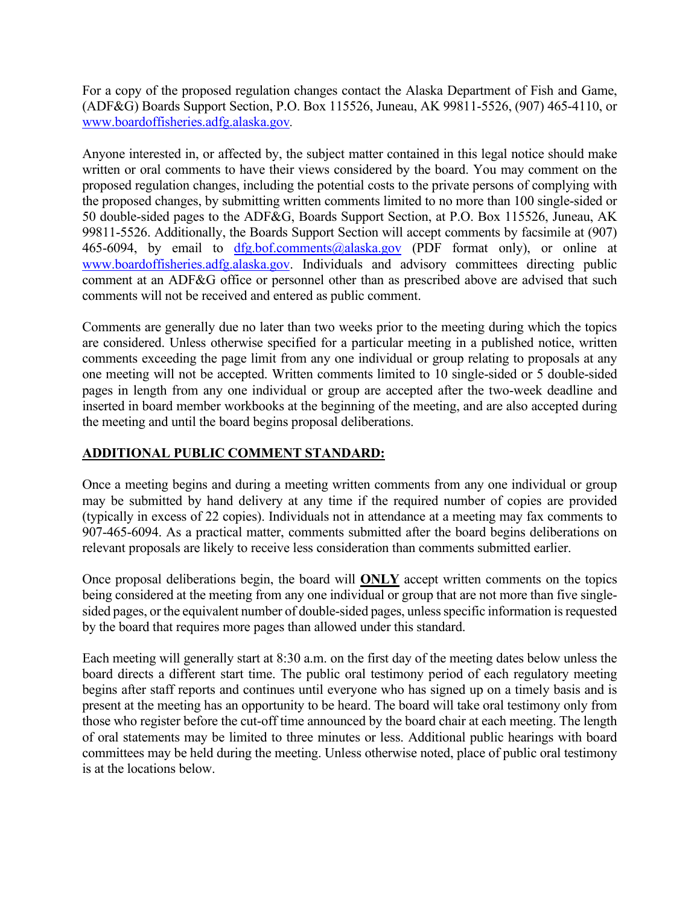For a copy of the proposed regulation changes contact the Alaska Department of Fish and Game, (ADF&G) Boards Support Section, P.O. Box 115526, Juneau, AK 99811-5526, (907) 465-4110, or [www.boardoffisheries.adfg.alaska.gov](www.boardoffisheries.adfg.alaska.gov).

Anyone interested in, or affected by, the subject matter contained in this legal notice should make written or oral comments to have their views considered by the board. You may comment on the proposed regulation changes, including the potential costs to the private persons of complying with the proposed changes, by submitting written comments limited to no more than 100 single-sided or 50 double-sided pages to the ADF&G, Boards Support Section, at P.O. Box 115526, Juneau, AK 99811-5526. Additionally, the Boards Support Section will accept comments by facsimile at (907) 465-6094, by email to [dfg.bof.comments@alaska.gov](mailto:dfg.bof.comments@alaska.gov) (PDF format only), or online at [www.boardoffisheries.adfg.alaska.gov](www.boardoffisheries.adfg.alaska.gov). Individuals and advisory committees directing public comment at an ADF&G office or personnel other than as prescribed above are advised that such comments will not be received and entered as public comment.

Comments are generally due no later than two weeks prior to the meeting during which the topics are considered. Unless otherwise specified for a particular meeting in a published notice, written comments exceeding the page limit from any one individual or group relating to proposals at any one meeting will not be accepted. Written comments limited to 10 single-sided or 5 double-sided pages in length from any one individual or group are accepted after the two-week deadline and inserted in board member workbooks at the beginning of the meeting, and are also accepted during the meeting and until the board begins proposal deliberations.

## ADDITIONAL PUBLIC COMMENT STANDARD:

Once a meeting begins and during a meeting written comments from any one individual or group may be submitted by hand delivery at any time if the required number of copies are provided (typically in excess of 22 copies). Individuals not in attendance at a meeting may fax comments to 907-465-6094. As a practical matter, comments submitted after the board begins deliberations on relevant proposals are likely to receive less consideration than comments submitted earlier.

Once proposal deliberations begin, the board will **ONLY** accept written comments on the topics being considered at the meeting from any one individual or group that are not more than five single-sided pages, or the equivalent number of double-sided pages, unless specific information is requested by the board that requires more pages than allowed under this standard.

Each meeting will generally start at 8:30 a.m. on the first day of the meeting dates below unless the board directs a different start time. The public oral testimony period of each regulatory meeting begins after staff reports and continues until everyone who has signed up on a timely basis and is present at the meeting has an opportunity to be heard. The board will take oral testimony only from those who register before the cut-off time announced by the board chair at each meeting. The length of oral statements may be limited to three minutes or less. Additional public hearings with board committees may be held during the meeting. Unless otherwise noted, place of public oral testimony is at the locations below.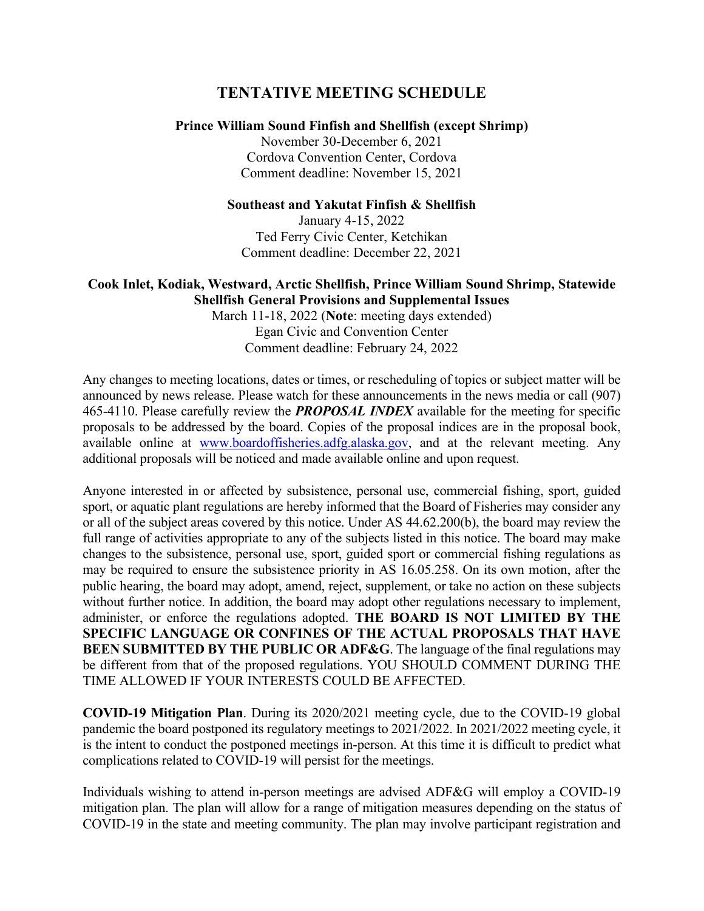# TENTATIVE MEETING SCHEDULE

**Prince William Sound Finfish and Shellfish (except Shrimp)**
November 30-December 6, 2021
Cordova Convention Center, Cordova
Comment deadline: November 15, 2021

**Southeast and Yakutat Finfish & Shellfish**
January 4-15, 2022
Ted Ferry Civic Center, Ketchikan
Comment deadline: December 22, 2021

**Cook Inlet, Kodiak, Westward, Arctic Shellfish, Prince William Sound Shrimp, Statewide Shellfish General Provisions and Supplemental Issues**
March 11-18, 2022 (**Note**: meeting days extended)
Egan Civic and Convention Center
Comment deadline: February 24, 2022

Any changes to meeting locations, dates or times, or rescheduling of topics or subject matter will be announced by news release. Please watch for these announcements in the news media or call (907) 465-4110. Please carefully review the ***PROPOSAL INDEX*** available for the meeting for specific proposals to be addressed by the board. Copies of the proposal indices are in the proposal book, available online at www.boardoffisheries.adfg.alaska.gov, and at the relevant meeting. Any additional proposals will be noticed and made available online and upon request.

Anyone interested in or affected by subsistence, personal use, commercial fishing, sport, guided sport, or aquatic plant regulations are hereby informed that the Board of Fisheries may consider any or all of the subject areas covered by this notice. Under AS 44.62.200(b), the board may review the full range of activities appropriate to any of the subjects listed in this notice. The board may make changes to the subsistence, personal use, sport, guided sport or commercial fishing regulations as may be required to ensure the subsistence priority in AS 16.05.258. On its own motion, after the public hearing, the board may adopt, amend, reject, supplement, or take no action on these subjects without further notice. In addition, the board may adopt other regulations necessary to implement, administer, or enforce the regulations adopted. **THE BOARD IS NOT LIMITED BY THE SPECIFIC LANGUAGE OR CONFINES OF THE ACTUAL PROPOSALS THAT HAVE BEEN SUBMITTED BY THE PUBLIC OR ADF&G**. The language of the final regulations may be different from that of the proposed regulations. YOU SHOULD COMMENT DURING THE TIME ALLOWED IF YOUR INTERESTS COULD BE AFFECTED.

**COVID-19 Mitigation Plan**. During its 2020/2021 meeting cycle, due to the COVID-19 global pandemic the board postponed its regulatory meetings to 2021/2022. In 2021/2022 meeting cycle, it is the intent to conduct the postponed meetings in-person. At this time it is difficult to predict what complications related to COVID-19 will persist for the meetings.

Individuals wishing to attend in-person meetings are advised ADF&G will employ a COVID-19 mitigation plan. The plan will allow for a range of mitigation measures depending on the status of COVID-19 in the state and meeting community. The plan may involve participant registration and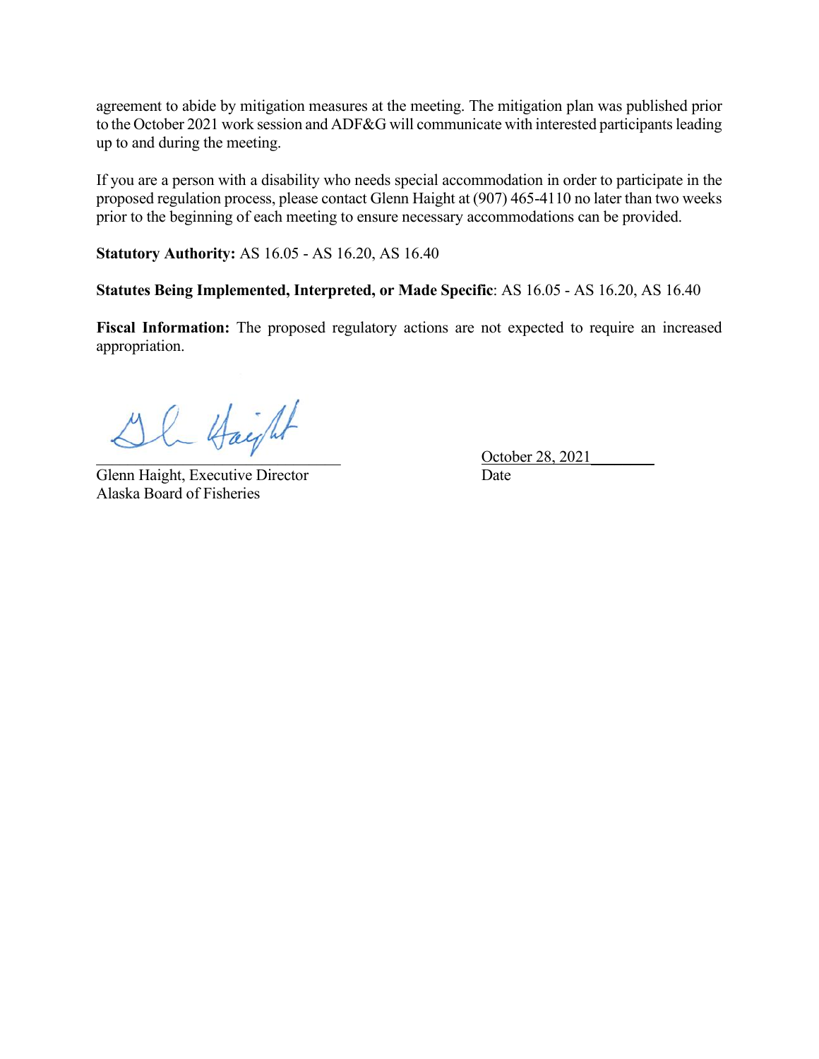agreement to abide by mitigation measures at the meeting. The mitigation plan was published prior to the October 2021 work session and ADF&G will communicate with interested participants leading up to and during the meeting.

If you are a person with a disability who needs special accommodation in order to participate in the proposed regulation process, please contact Glenn Haight at (907) 465-4110 no later than two weeks prior to the beginning of each meeting to ensure necessary accommodations can be provided.

**Statutory Authority:** AS 16.05 - AS 16.20, AS 16.40

**Statutes Being Implemented, Interpreted, or Made Specific**: AS 16.05 - AS 16.20, AS 16.40

**Fiscal Information:** The proposed regulatory actions are not expected to require an increased appropriation.

Glenn Haight, Executive Director
Alaska Board of Fisheries

October 28, 2021
Date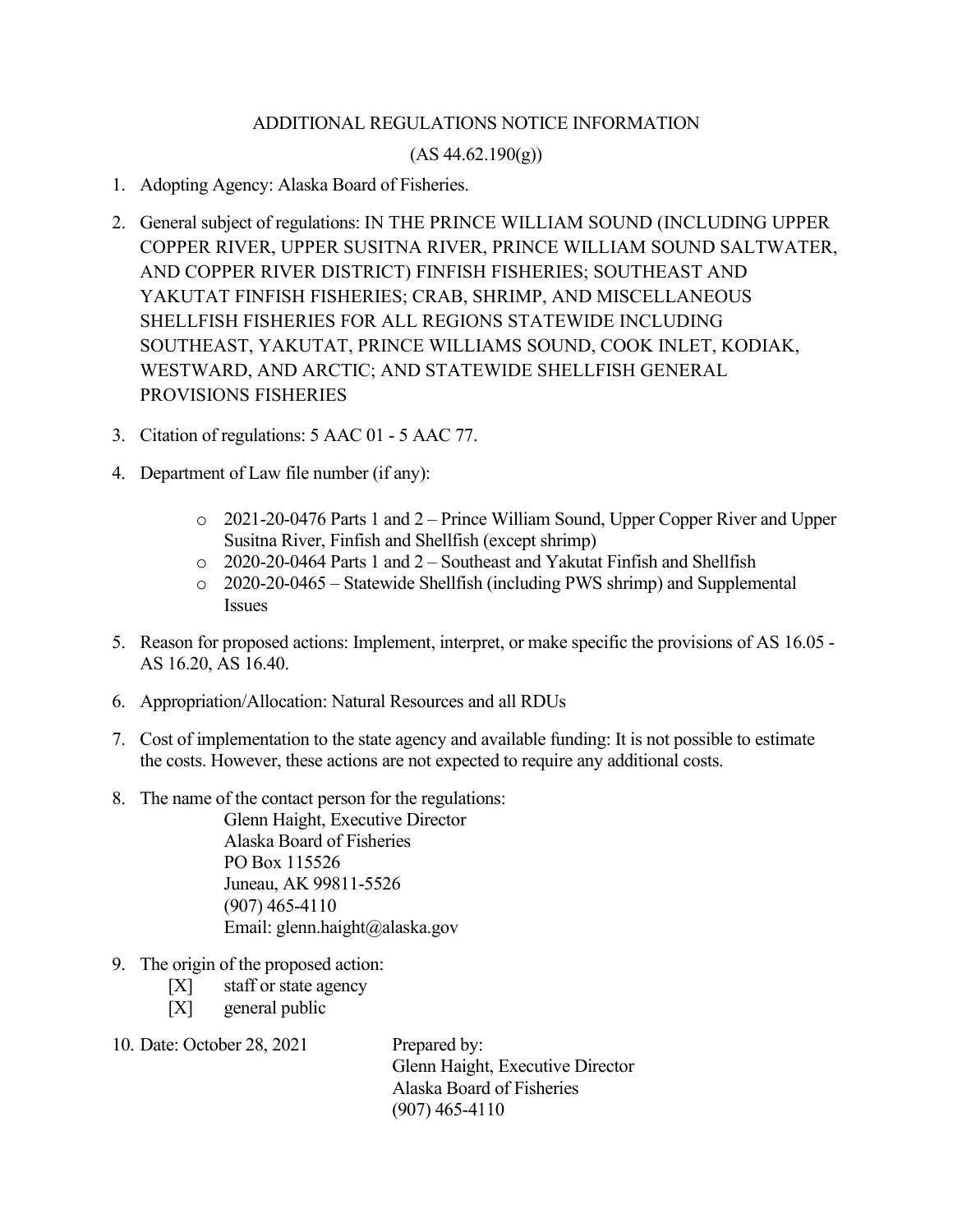ADDITIONAL REGULATIONS NOTICE INFORMATION

(AS 44.62.190(g))

1. Adopting Agency: Alaska Board of Fisheries.

2. General subject of regulations: IN THE PRINCE WILLIAM SOUND (INCLUDING UPPER COPPER RIVER, UPPER SUSITNA RIVER, PRINCE WILLIAM SOUND SALTWATER, AND COPPER RIVER DISTRICT) FINFISH FISHERIES; SOUTHEAST AND YAKUTAT FINFISH FISHERIES; CRAB, SHRIMP, AND MISCELLANEOUS SHELLFISH FISHERIES FOR ALL REGIONS STATEWIDE INCLUDING SOUTHEAST, YAKUTAT, PRINCE WILLIAMS SOUND, COOK INLET, KODIAK, WESTWARD, AND ARCTIC; AND STATEWIDE SHELLFISH GENERAL PROVISIONS FISHERIES

3. Citation of regulations: 5 AAC 01 - 5 AAC 77.

4. Department of Law file number (if any):

   - 2021-20-0476 Parts 1 and 2 – Prince William Sound, Upper Copper River and Upper Susitna River, Finfish and Shellfish (except shrimp)
   - 2020-20-0464 Parts 1 and 2 – Southeast and Yakutat Finfish and Shellfish
   - 2020-20-0465 – Statewide Shellfish (including PWS shrimp) and Supplemental Issues

5. Reason for proposed actions: Implement, interpret, or make specific the provisions of AS 16.05 - AS 16.20, AS 16.40.

6. Appropriation/Allocation: Natural Resources and all RDUs

7. Cost of implementation to the state agency and available funding: It is not possible to estimate the costs. However, these actions are not expected to require any additional costs.

8. The name of the contact person for the regulations:

   Glenn Haight, Executive Director
   Alaska Board of Fisheries
   PO Box 115526
   Juneau, AK 99811-5526
   (907) 465-4110
   Email: glenn.haight@alaska.gov

9. The origin of the proposed action:
   - [X] staff or state agency
   - [X] general public

10. Date: October 28, 2021

Prepared by:
Glenn Haight, Executive Director
Alaska Board of Fisheries
(907) 465-4110